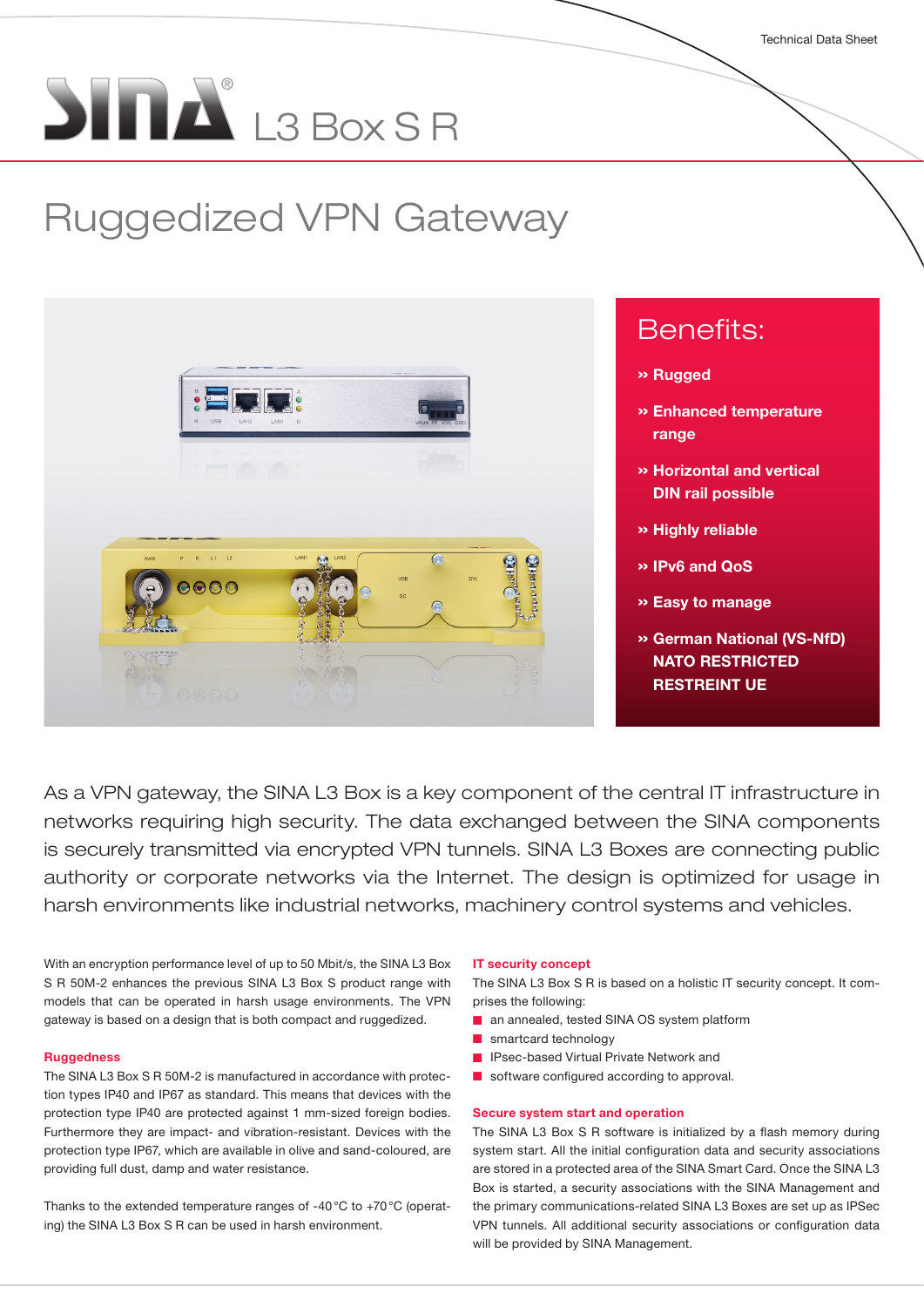Technical Data Sheet

# SINA® L3 Box S R

## Ruggedized VPN Gateway

### Benefits:

- » **Rugged**
- » **Enhanced temperature range**
- » **Horizontal and vertical DIN rail possible**
- » **Highly reliable**
- » **IPv6 and QoS**
- » **Easy to manage**
- » **German National (VS-NfD) NATO RESTRICTED RESTREINT UE**

As a VPN gateway, the SINA L3 Box is a key component of the central IT infrastructure in networks requiring high security. The data exchanged between the SINA components is securely transmitted via encrypted VPN tunnels. SINA L3 Boxes are connecting public authority or corporate networks via the Internet. The design is optimized for usage in harsh environments like industrial networks, machinery control systems and vehicles.

With an encryption performance level of up to 50 Mbit/s, the SINA L3 Box S R 50M-2 enhances the previous SINA L3 Box S product range with models that can be operated in harsh usage environments. The VPN gateway is based on a design that is both compact and ruggedized.

#### Ruggedness

The SINA L3 Box S R 50M-2 is manufactured in accordance with protection types IP40 and IP67 as standard. This means that devices with the protection type IP40 are protected against 1 mm-sized foreign bodies. Furthermore they are impact- and vibration-resistant. Devices with the protection type IP67, which are available in olive and sand-coloured, are providing full dust, damp and water resistance.

Thanks to the extended temperature ranges of -40 °C to +70 °C (operating) the SINA L3 Box S R can be used in harsh environment.

#### IT security concept

The SINA L3 Box S R is based on a holistic IT security concept. It comprises the following:

- an annealed, tested SINA OS system platform
- smartcard technology
- IPsec-based Virtual Private Network and
- software configured according to approval.

#### Secure system start and operation

The SINA L3 Box S R software is initialized by a flash memory during system start. All the initial configuration data and security settings are stored in a protected area of the SINA Smart Card. Once the SINA L3 Box is started, a security associations with the SINA Management and the primary communications-related SINA L3 Boxes are set up as IPSec VPN tunnels. All additional security associations or configuration data will be provided by SINA Management.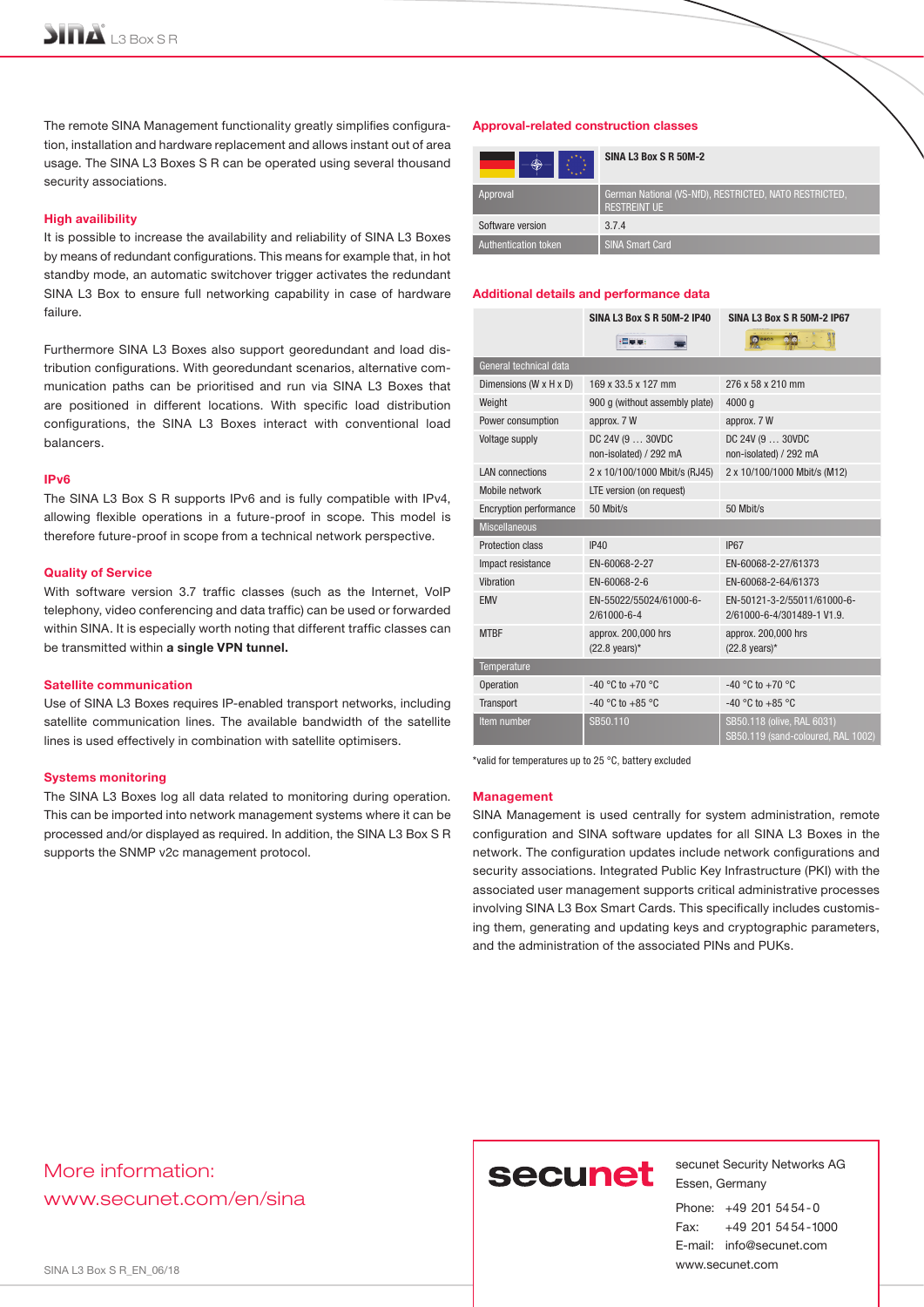The remote SINA Management functionality greatly simplifies configuration, installation and hardware replacement and allows instant out of area usage. The SINA L3 Boxes S R can be operated using several thousand security associations.

## High availibility

It is possible to increase the availability and reliability of SINA L3 Boxes by means of redundant configurations. This means for example that, in hot standby mode, an automatic switchover trigger activates the redundant SINA L3 Box to ensure full networking capability in case of hardware failure.

Furthermore SINA L3 Boxes also support georedundant and load distribution configurations. With georedundant scenarios, alternative communication paths can be prioritised and run via SINA L3 Boxes that are positioned in different locations. With specific load distribution configurations, the SINA L3 Boxes interact with conventional load balancers.

## IPv6

The SINA L3 Box S R supports IPv6 and is fully compatible with IPv4, allowing flexible operations in a future-proof in scope. This model is therefore future-proof in scope from a technical network perspective.

## Quality of Service

With software version 3.7 traffic classes (such as the Internet, VoIP telephony, video conferencing and data traffic) can be used or forwarded within SINA. It is especially worth noting that different traffic classes can be transmitted within **a single VPN tunnel.**

## Satellite communication

Use of SINA L3 Boxes requires IP-enabled transport networks, including satellite communication lines. The available bandwidth of the satellite lines is used effectively in combination with satellite optimisers.

## Systems monitoring

The SINA L3 Boxes log all data related to monitoring during operation. This can be imported into network management systems where it can be processed and/or displayed as required. In addition, the SINA L3 Box S R supports the SNMP v2c management protocol.

## Approval-related construction classes

| | SINA L3 Box S R 50M-2 |
|---|---|
| Approval | German National (VS-NfD), RESTRICTED, NATO RESTRICTED, RESTREINT UE |
| Software version | 3.7.4 |
| Authentication token | SINA Smart Card |

## Additional details and performance data

| | SINA L3 Box S R 50M-2 IP40 | SINA L3 Box S R 50M-2 IP67 |
|---|---|---|
| **General technical data** | | |
| Dimensions (W x H x D) | 169 x 33.5 x 127 mm | 276 x 58 x 210 mm |
| Weight | 900 g (without assembly plate) | 4000 g |
| Power consumption | approx. 7 W | approx. 7 W |
| Voltage supply | DC 24V (9 … 30VDC non-isolated) / 292 mA | DC 24V (9 … 30VDC non-isolated) / 292 mA |
| LAN connections | 2 x 10/100/1000 Mbit/s (RJ45) | 2 x 10/100/1000 Mbit/s (M12) |
| Mobile network | LTE version (on request) | |
| Encryption performance | 50 Mbit/s | 50 Mbit/s |
| **Miscellaneous** | | |
| Protection class | IP40 | IP67 |
| Impact resistance | EN-60068-2-27 | EN-60068-2-27/61373 |
| Vibration | EN-60068-2-6 | EN-60068-2-64/61373 |
| EMV | EN-55022/55024/61000-6-2/61000-6-4 | EN-50121-3-2/55011/61000-6-2/61000-6-4/301489-1 V1.9. |
| MTBF | approx. 200,000 hrs (22.8 years)* | approx. 200,000 hrs (22.8 years)* |
| **Temperature** | | |
| Operation | -40 °C to +70 °C | -40 °C to +70 °C |
| Transport | -40 °C to +85 °C | -40 °C to +85 °C |
| Item number | SB50.110 | SB50.118 (olive, RAL 6031) SB50.119 (sand-coloured, RAL 1002) |

*valid for temperatures up to 25 °C, battery excluded

## Management

SINA Management is used centrally for system administration, remote configuration and SINA software updates for all SINA L3 Boxes in the network. The configuration updates include network configurations and security associations. Integrated Public Key Infrastructure (PKI) with the associated user management supports critical administrative processes involving SINA L3 Box Smart Cards. This specifically includes customising them, generating and updating keys and cryptographic parameters, and the administration of the associated PINs and PUKs.

More information:
www.secunet.com/en/sina

secunet

secunet Security Networks AG
Essen, Germany

Phone: +49 201 5454-0
Fax: +49 201 5454-1000
E-mail: info@secunet.com
www.secunet.com

SINA L3 Box S R_EN_06/18